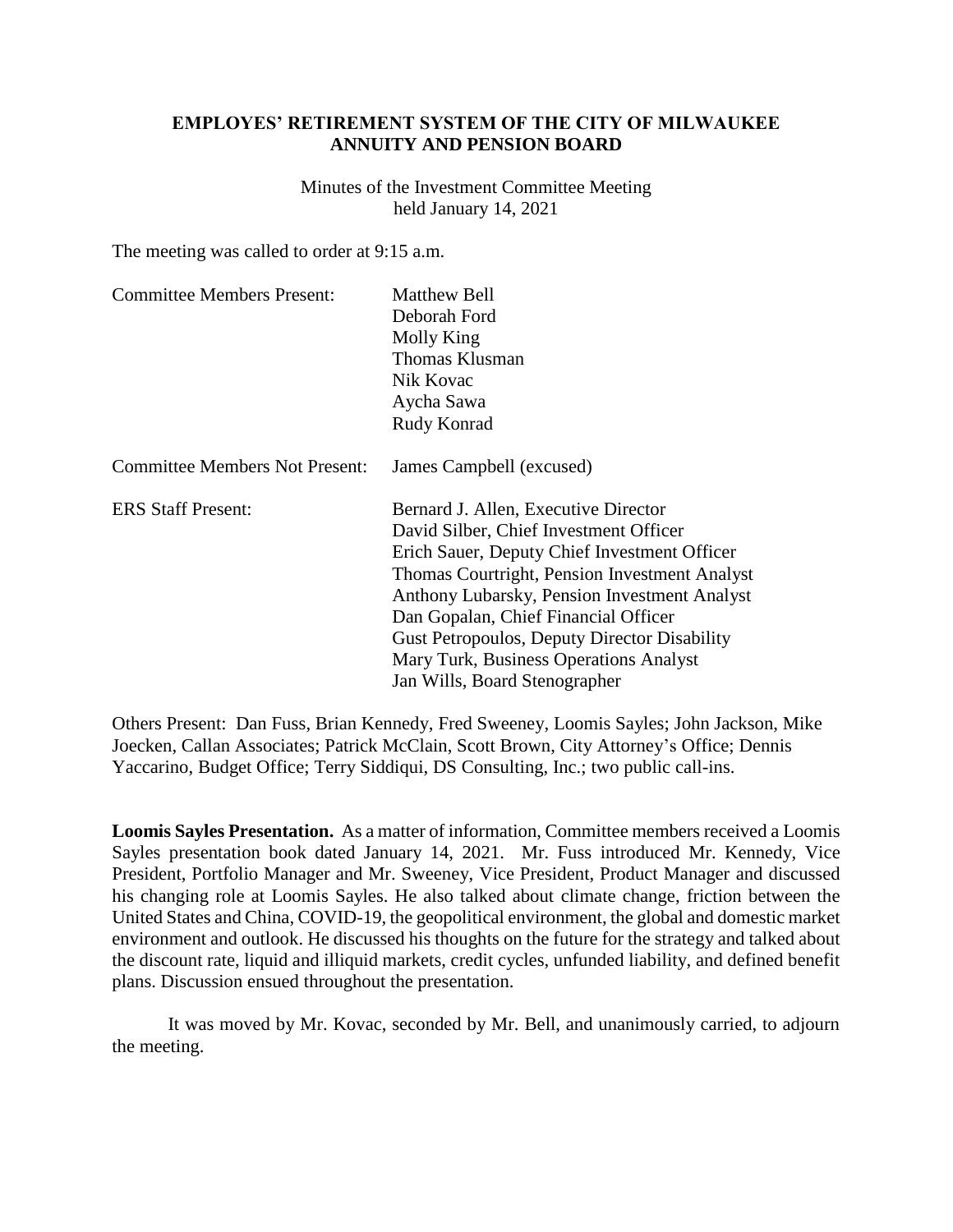# EMPLOYES' RETIREMENT SYSTEM OF THE CITY OF MILWAUKEE
## ANNUITY AND PENSION BOARD

Minutes of the Investment Committee Meeting
held January 14, 2021

The meeting was called to order at 9:15 a.m.

| | |
|---|---|
| Committee Members Present: | Matthew Bell<br>Deborah Ford<br>Molly King<br>Thomas Klusman<br>Nik Kovac<br>Aycha Sawa<br>Rudy Konrad |
| Committee Members Not Present: | James Campbell (excused) |
| ERS Staff Present: | Bernard J. Allen, Executive Director<br>David Silber, Chief Investment Officer<br>Erich Sauer, Deputy Chief Investment Officer<br>Thomas Courtright, Pension Investment Analyst<br>Anthony Lubarsky, Pension Investment Analyst<br>Dan Gopalan, Chief Financial Officer<br>Gust Petropoulos, Deputy Director Disability<br>Mary Turk, Business Operations Analyst<br>Jan Wills, Board Stenographer |

Others Present: Dan Fuss, Brian Kennedy, Fred Sweeney, Loomis Sayles; John Jackson, Mike Joecken, Callan Associates; Patrick McClain, Scott Brown, City Attorney's Office; Dennis Yaccarino, Budget Office; Terry Siddiqui, DS Consulting, Inc.; two public call-ins.

**Loomis Sayles Presentation.** As a matter of information, Committee members received a Loomis Sayles presentation book dated January 14, 2021. Mr. Fuss introduced Mr. Kennedy, Vice President, Portfolio Manager and Mr. Sweeney, Vice President, Product Manager and discussed his changing role at Loomis Sayles. He also talked about climate change, friction between the United States and China, COVID-19, the geopolitical environment, the global and domestic market environment and outlook. He discussed his thoughts on the future for the strategy and talked about the discount rate, liquid and illiquid markets, credit cycles, unfunded liability, and defined benefit plans. Discussion ensued throughout the presentation.

It was moved by Mr. Kovac, seconded by Mr. Bell, and unanimously carried, to adjourn the meeting.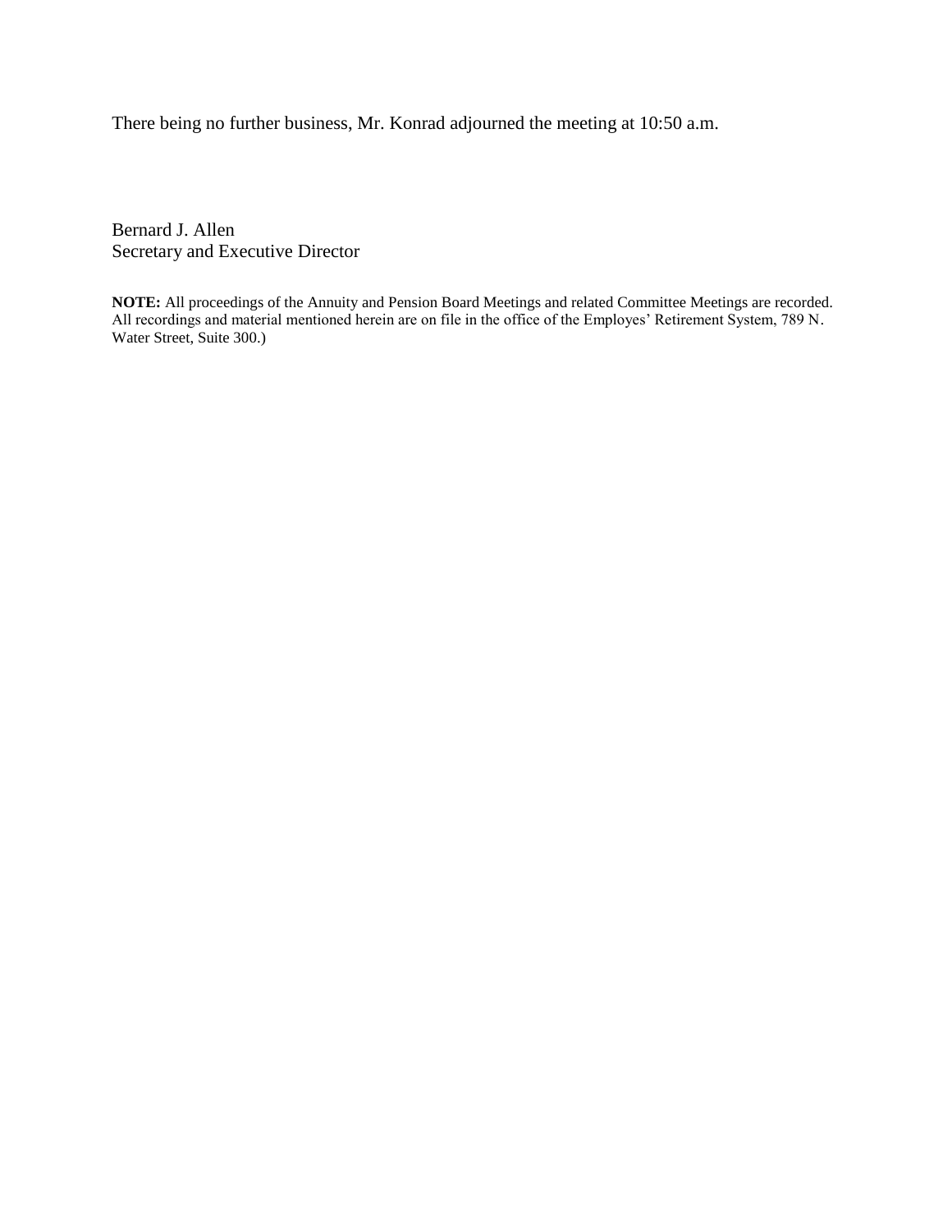There being no further business, Mr. Konrad adjourned the meeting at 10:50 a.m.

Bernard J. Allen
Secretary and Executive Director

**NOTE:** All proceedings of the Annuity and Pension Board Meetings and related Committee Meetings are recorded. All recordings and material mentioned herein are on file in the office of the Employes' Retirement System, 789 N. Water Street, Suite 300.)